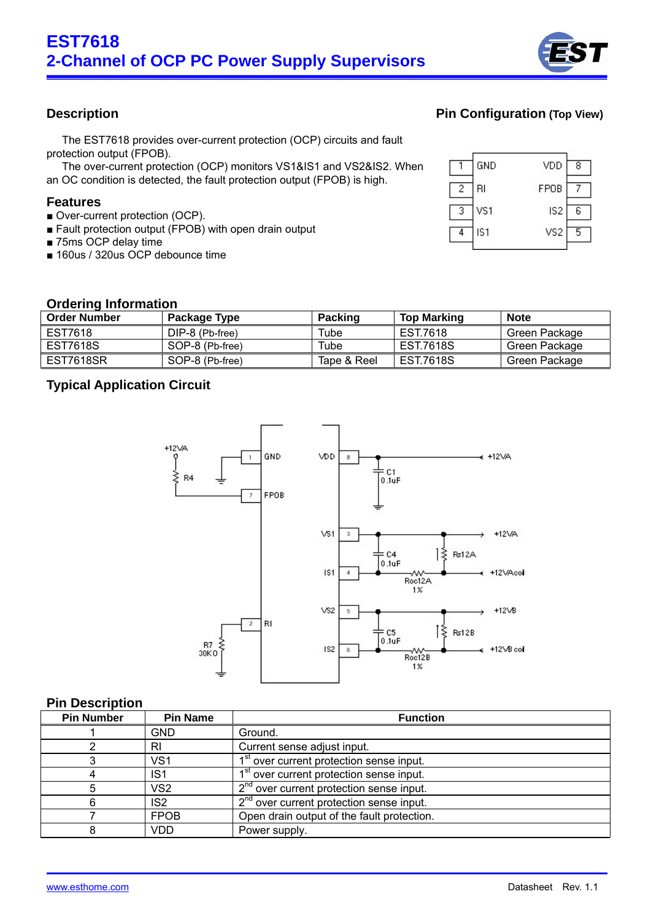# EST7618
## 2-Channel of OCP PC Power Supply Supervisors

## Description

The EST7618 provides over-current protection (OCP) circuits and fault protection output (FPOB).

The over-current protection (OCP) monitors VS1&IS1 and VS2&IS2. When an OC condition is detected, the fault protection output (FPOB) is high.

## Features

- Over-current protection (OCP).
- Fault protection output (FPOB) with open drain output
- 75ms OCP delay time
- 160us / 320us OCP debounce time

## Pin Configuration (Top View)

| Pin | Name | Name | Pin |
|---|---|---|---|
| 1 | GND | VDD | 8 |
| 2 | RI | FPOB | 7 |
| 3 | VS1 | IS2 | 6 |
| 4 | IS1 | VS2 | 5 |

## Ordering Information

| Order Number | Package Type | Packing | Top Marking | Note |
|---|---|---|---|---|
| EST7618 | DIP-8 (Pb-free) | Tube | EST.7618 | Green Package |
| EST7618S | SOP-8 (Pb-free) | Tube | EST.7618S | Green Package |
| EST7618SR | SOP-8 (Pb-free) | Tape & Reel | EST.7618S | Green Package |

## Typical Application Circuit

## Pin Description

| Pin Number | Pin Name | Function |
|---|---|---|
| 1 | GND | Ground. |
| 2 | RI | Current sense adjust input. |
| 3 | VS1 | 1st over current protection sense input. |
| 4 | IS1 | 1st over current protection sense input. |
| 5 | VS2 | 2nd over current protection sense input. |
| 6 | IS2 | 2nd over current protection sense input. |
| 7 | FPOB | Open drain output of the fault protection. |
| 8 | VDD | Power supply. |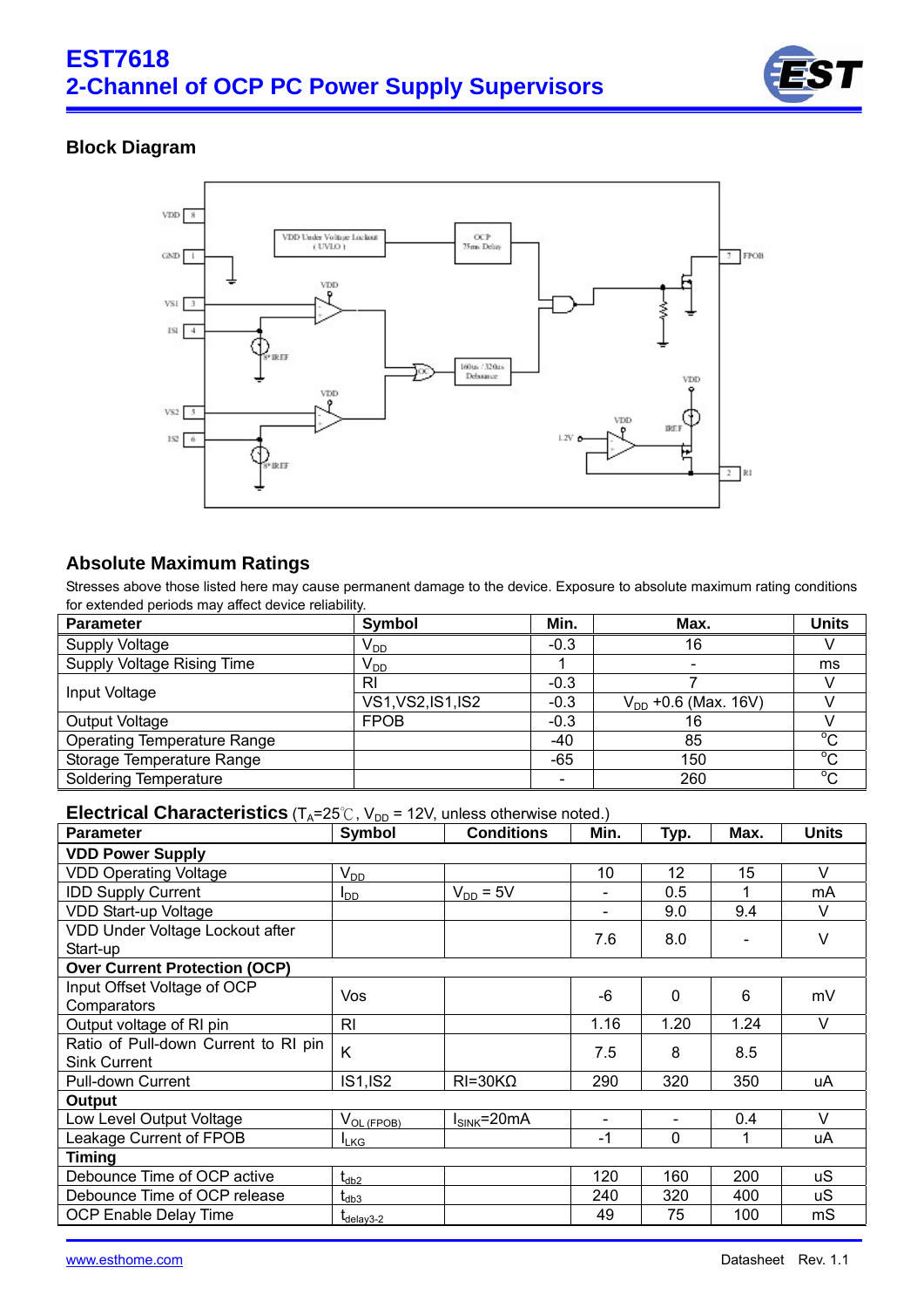## Block Diagram

## Absolute Maximum Ratings

Stresses above those listed here may cause permanent damage to the device. Exposure to absolute maximum rating conditions for extended periods may affect device reliability.

| Parameter | Symbol | Min. | Max. | Units |
|---|---|---|---|---|
| Supply Voltage | $V_{DD}$ | -0.3 | 16 | V |
| Supply Voltage Rising Time | $V_{DD}$ | 1 | - | ms |
| Input Voltage | RI | -0.3 | 7 | V |
| | VS1,VS2,IS1,IS2 | -0.3 | $V_{DD}$ +0.6 (Max. 16V) | V |
| Output Voltage | FPOB | -0.3 | 16 | V |
| Operating Temperature Range | | -40 | 85 | °C |
| Storage Temperature Range | | -65 | 150 | °C |
| Soldering Temperature | | - | 260 | °C |

## Electrical Characteristics ($T_A$=25℃, $V_{DD}$ = 12V, unless otherwise noted.)

| Parameter | Symbol | Conditions | Min. | Typ. | Max. | Units |
|---|---|---|---|---|---|---|
| **VDD Power Supply** | | | | | | |
| VDD Operating Voltage | $V_{DD}$ | | 10 | 12 | 15 | V |
| IDD Supply Current | $I_{DD}$ | $V_{DD}$ = 5V | - | 0.5 | 1 | mA |
| VDD Start-up Voltage | | | - | 9.0 | 9.4 | V |
| VDD Under Voltage Lockout after Start-up | | | 7.6 | 8.0 | - | V |
| **Over Current Protection (OCP)** | | | | | | |
| Input Offset Voltage of OCP Comparators | Vos | | -6 | 0 | 6 | mV |
| Output voltage of RI pin | RI | | 1.16 | 1.20 | 1.24 | V |
| Ratio of Pull-down Current to RI pin Sink Current | K | | 7.5 | 8 | 8.5 | |
| Pull-down Current | IS1,IS2 | RI=30KΩ | 290 | 320 | 350 | uA |
| **Output** | | | | | | |
| Low Level Output Voltage | $V_{OL\ (FPOB)}$ | $I_{SINK}$=20mA | - | - | 0.4 | V |
| Leakage Current of FPOB | $I_{LKG}$ | | -1 | 0 | 1 | uA |
| **Timing** | | | | | | |
| Debounce Time of OCP active | $t_{db2}$ | | 120 | 160 | 200 | uS |
| Debounce Time of OCP release | $t_{db3}$ | | 240 | 320 | 400 | uS |
| OCP Enable Delay Time | $t_{delay3\text{-}2}$ | | 49 | 75 | 100 | mS |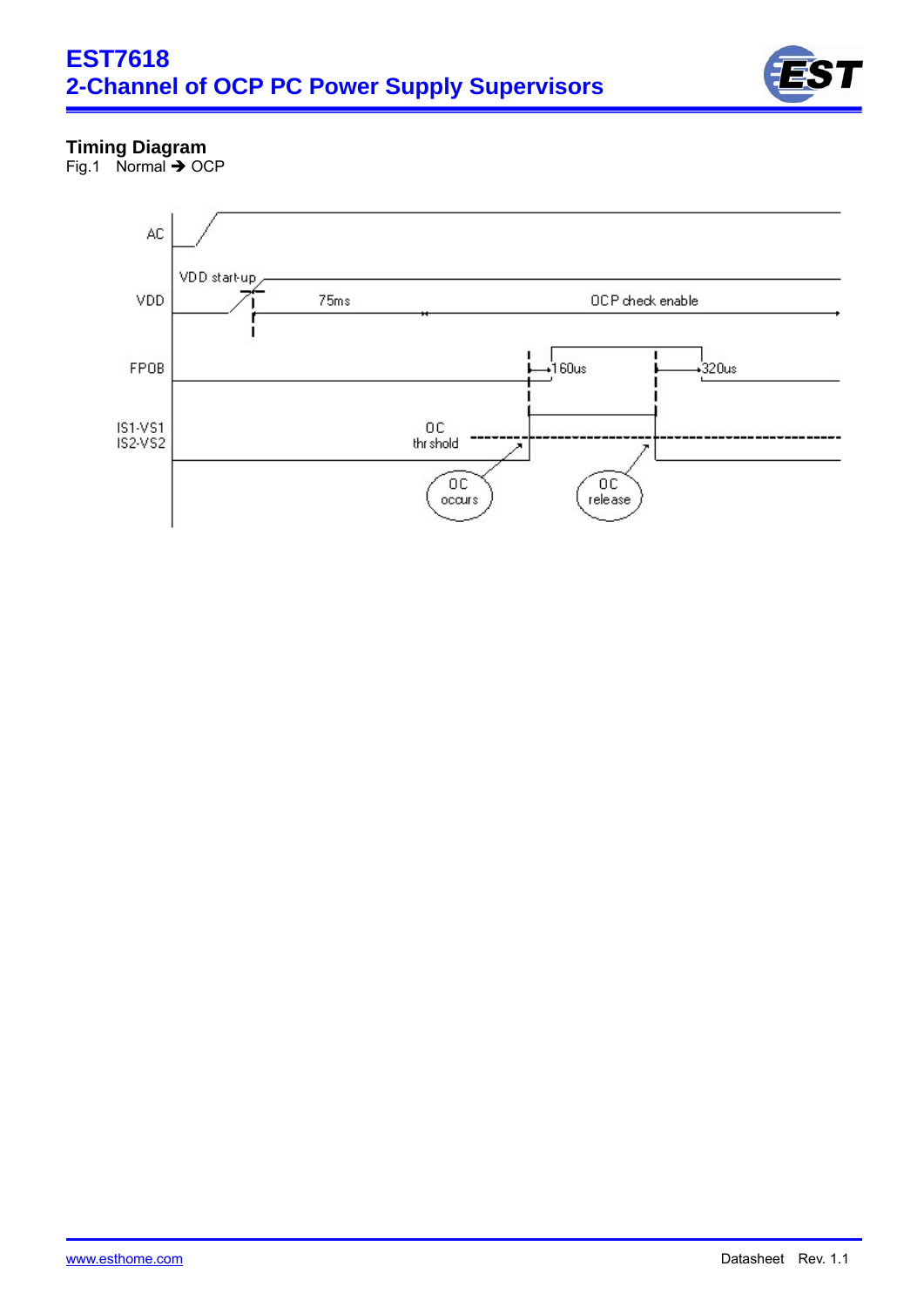## Timing Diagram

Fig.1 Normal ➔ OCP

AC

VDD start-up

VDD

75ms

OCP check enable

FPOB

160us

320us

IS1-VS1
IS2-VS2

OC
thr shold

OC
occurs

OC
release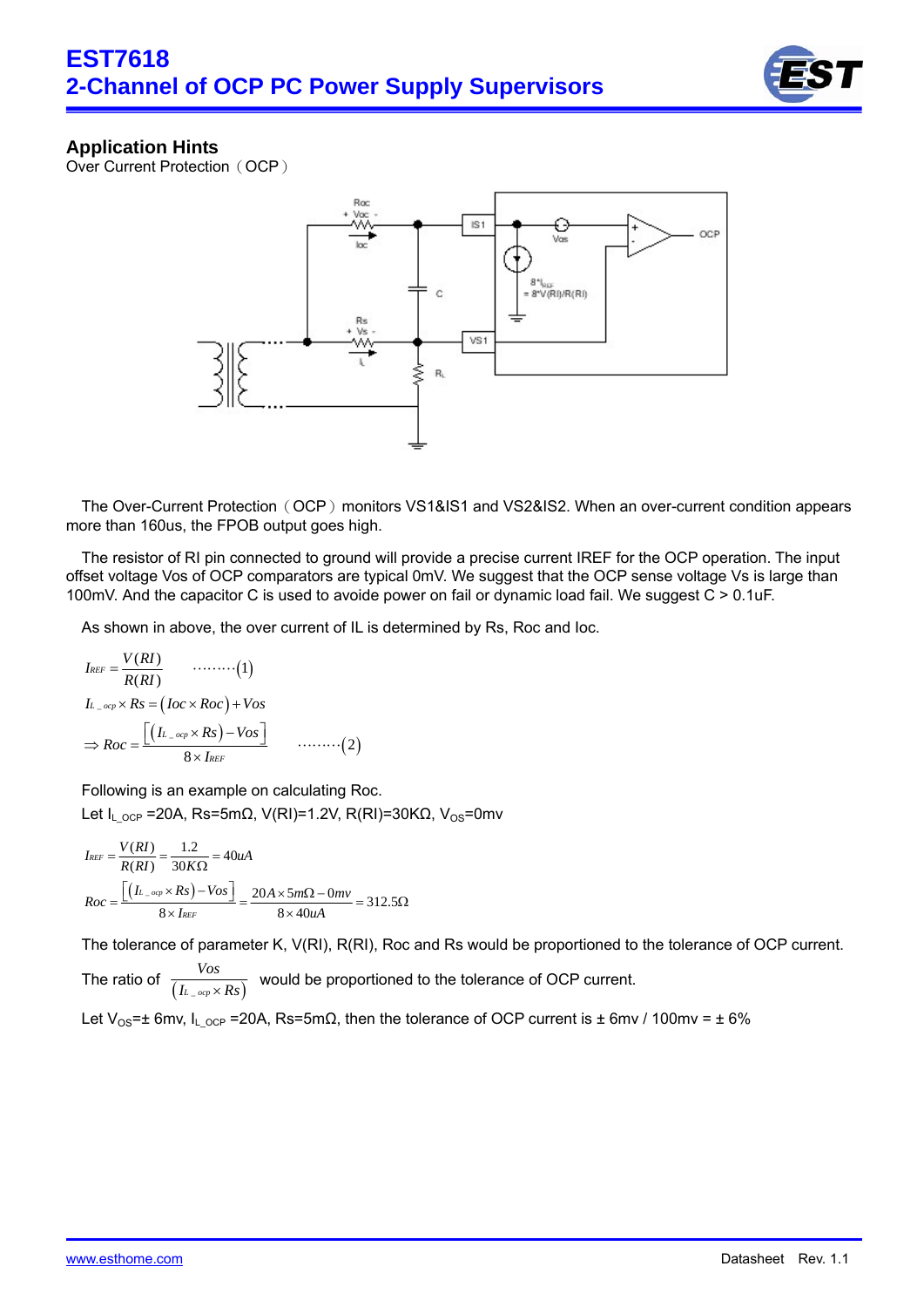## Application Hints

Over Current Protection（OCP）

The Over-Current Protection（OCP）monitors VS1&IS1 and VS2&IS2. When an over-current condition appears more than 160us, the FPOB output goes high.

The resistor of RI pin connected to ground will provide a precise current IREF for the OCP operation. The input offset voltage Vos of OCP comparators are typical 0mV. We suggest that the OCP sense voltage Vs is large than 100mV. And the capacitor C is used to avoide power on fail or dynamic load fail. We suggest C > 0.1uF.

As shown in above, the over current of IL is determined by Rs, Roc and Ioc.

$$I_{REF} = \frac{V(RI)}{R(RI)} \quad \cdots\cdots\cdots(1)$$

$$I_{L\_ocp} \times Rs = (Ioc \times Roc) + Vos$$

$$\Rightarrow Roc = \frac{\left[(I_{L\_ocp} \times Rs) - Vos\right]}{8 \times I_{REF}} \quad \cdots\cdots\cdots(2)$$

Following is an example on calculating Roc.

Let $I_{L\_OCP}$ =20A, Rs=5mΩ, V(RI)=1.2V, R(RI)=30KΩ, $V_{OS}$=0mv

$$I_{REF} = \frac{V(RI)}{R(RI)} = \frac{1.2}{30K\Omega} = 40uA$$

$$Roc = \frac{\left[(I_{L\_ocp} \times Rs) - Vos\right]}{8 \times I_{REF}} = \frac{20A \times 5m\Omega - 0mv}{8 \times 40uA} = 312.5\Omega$$

The tolerance of parameter K, V(RI), R(RI), Roc and Rs would be proportioned to the tolerance of OCP current.

The ratio of $\dfrac{Vos}{(I_{L\_ocp} \times Rs)}$ would be proportioned to the tolerance of OCP current.

Let $V_{OS}$=± 6mv, $I_{L\_OCP}$ =20A, Rs=5mΩ, then the tolerance of OCP current is ± 6mv / 100mv = ± 6%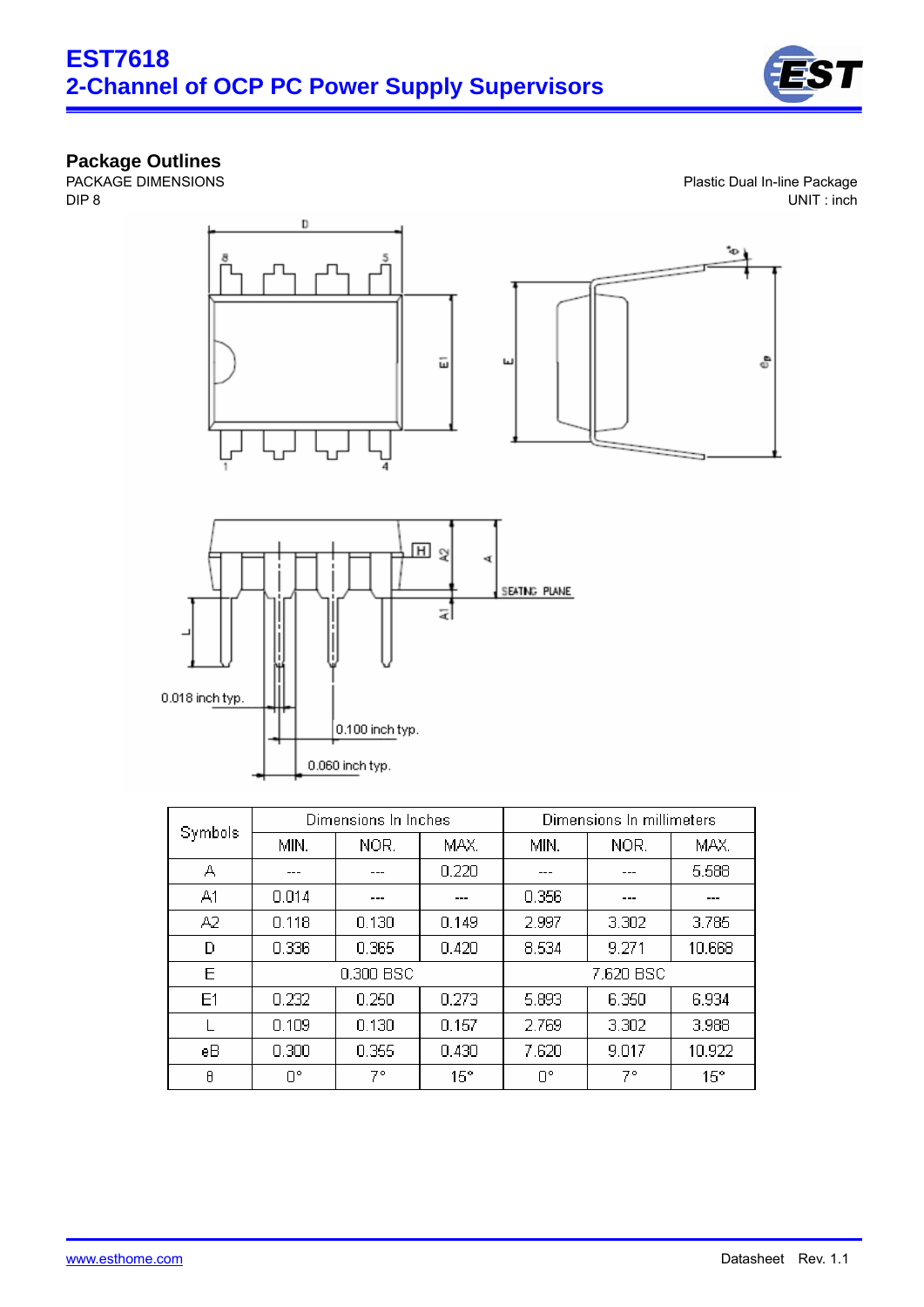## Package Outlines

PACKAGE DIMENSIONS

DIP 8

Plastic Dual In-line Package

UNIT : inch

0.018 inch typ.

0.100 inch typ.

0.060 inch typ.

| Symbols | Dimensions In Inches | | | Dimensions In millimeters | | |
|---|---|---|---|---|---|---|
| | MIN. | NOR. | MAX. | MIN. | NOR. | MAX. |
| A | --- | --- | 0.220 | --- | --- | 5.588 |
| A1 | 0.014 | --- | --- | 0.356 | --- | --- |
| A2 | 0.118 | 0.130 | 0.149 | 2.997 | 3.302 | 3.785 |
| D | 0.336 | 0.365 | 0.420 | 8.534 | 9.271 | 10.668 |
| E | 0.300 BSC | | | 7.620 BSC | | |
| E1 | 0.232 | 0.250 | 0.273 | 5.893 | 6.350 | 6.934 |
| L | 0.109 | 0.130 | 0.157 | 2.769 | 3.302 | 3.988 |
| eB | 0.300 | 0.355 | 0.430 | 7.620 | 9.017 | 10.922 |
| θ | 0° | 7° | 15° | 0° | 7° | 15° |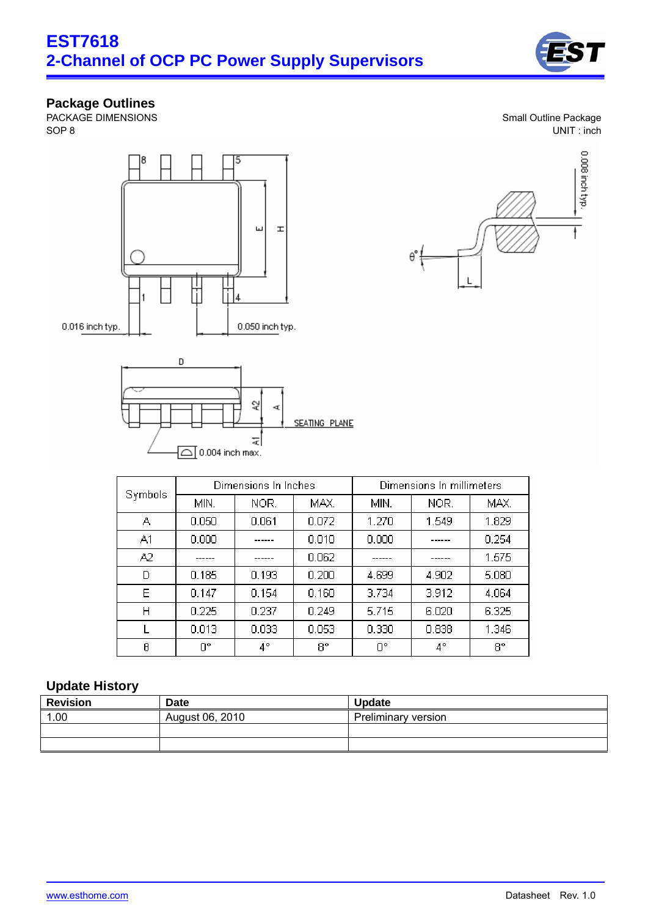## Package Outlines

PACKAGE DIMENSIONS
SOP 8

Small Outline Package
UNIT : inch

| Symbols | Dimensions In Inches | | | Dimensions In millimeters | | |
|---|---|---|---|---|---|---|
| | MIN. | NOR. | MAX. | MIN. | NOR. | MAX. |
| A | 0.050 | 0.061 | 0.072 | 1.270 | 1.549 | 1.829 |
| A1 | 0.000 | ------ | 0.010 | 0.000 | ------ | 0.254 |
| A2 | ------ | ------ | 0.062 | ------ | ------ | 1.575 |
| D | 0.185 | 0.193 | 0.200 | 4.699 | 4.902 | 5.080 |
| E | 0.147 | 0.154 | 0.160 | 3.734 | 3.912 | 4.064 |
| H | 0.225 | 0.237 | 0.249 | 5.715 | 6.020 | 6.325 |
| L | 0.013 | 0.033 | 0.053 | 0.330 | 0.838 | 1.346 |
| θ | 0° | 4° | 8° | 0° | 4° | 8° |

## Update History

| Revision | Date | Update |
|---|---|---|
| 1.00 | August 06, 2010 | Preliminary version |
| | | |
| | | |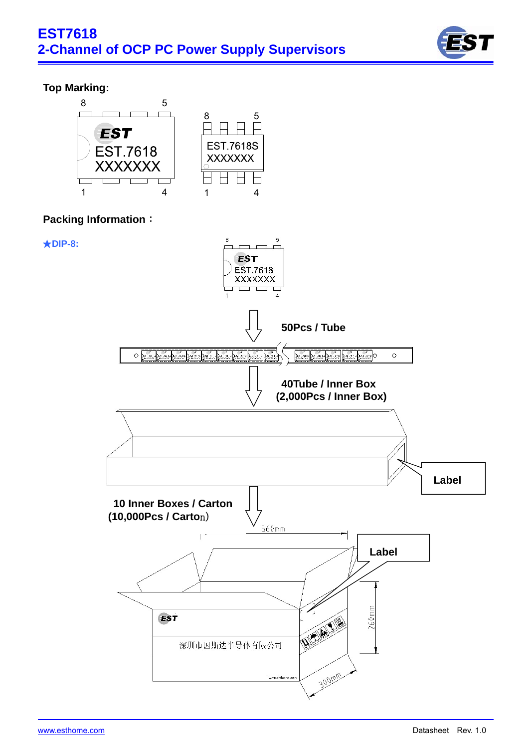**Top Marking:**

8 5

EST

EST.7618

XXXXXXX

1 4

8 5

EST.7618S

XXXXXXX

1 4

**Packing Information：**

★**DIP-8:**

**50Pcs / Tube**

**40Tube / Inner Box**
**(2,000Pcs / Inner Box)**

**Label**

**10 Inner Boxes / Carton**
**(10,000Pcs / Carton)**

560mm

**Label**

260mm

300mm

深圳市因斯达半导体有限公司

www.esthome.com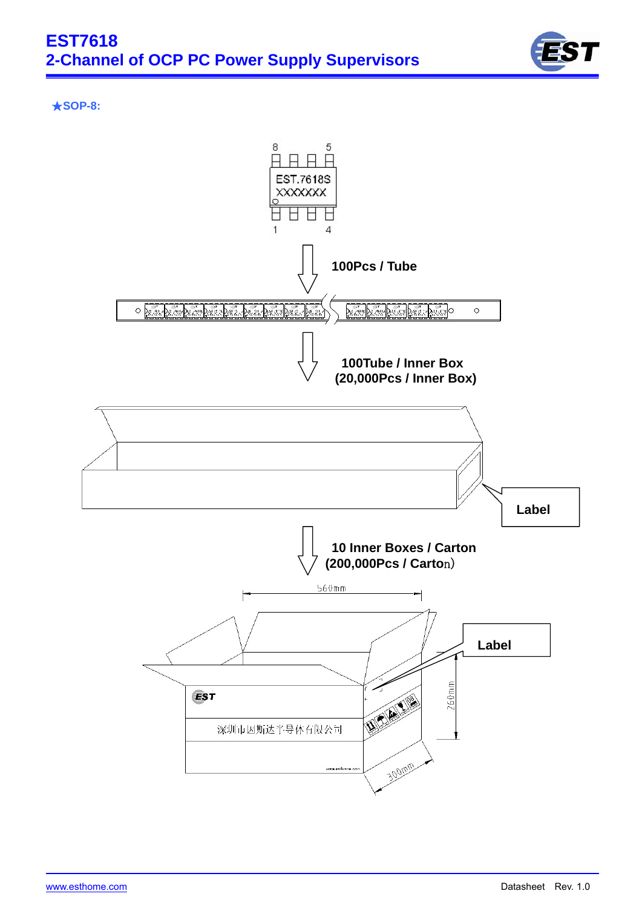★**SOP-8:**

8 5

EST.7618S
XXXXXXX

1 4

**100Pcs / Tube**

**100Tube / Inner Box**
**(20,000Pcs / Inner Box)**

**Label**

**10 Inner Boxes / Carton**
**(200,000Pcs / Carton)**

560mm

**Label**

EST

深圳市因斯达半导体有限公司

www.esthome.com

260mm

300mm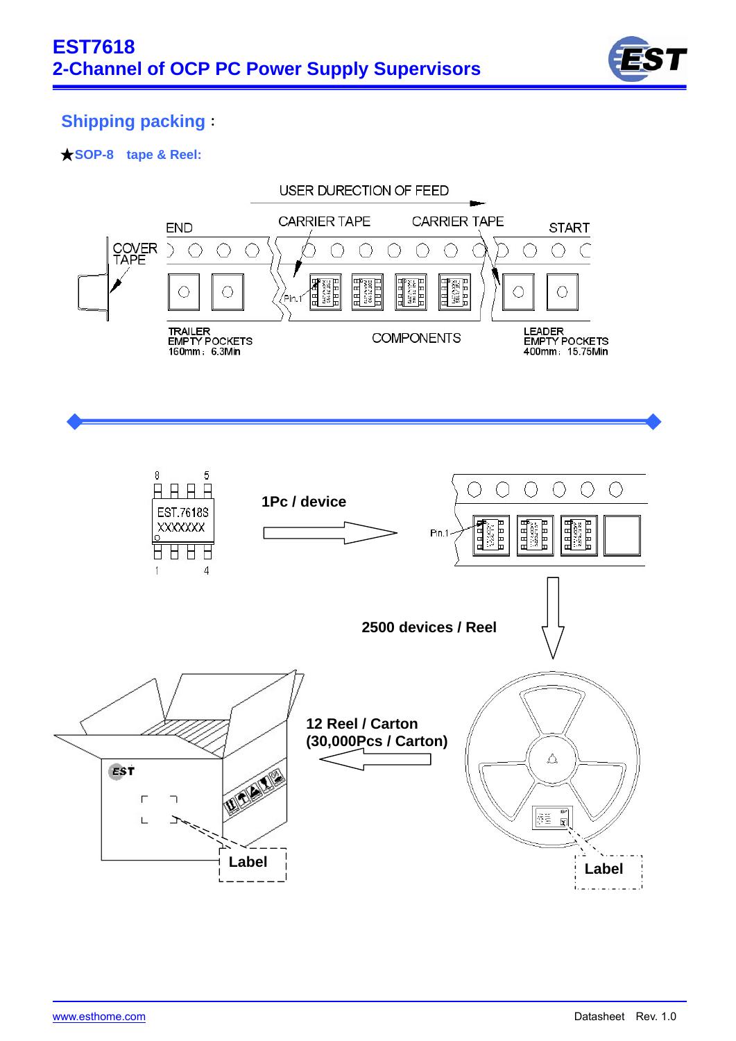## Shipping packing：

★**SOP-8 tape & Reel:**

USER DURECTION OF FEED

END　CARRIER TAPE　CARRIER TAPE　START

COVER TAPE

Pin.1

TRAILER
EMPTY POCKETS
160mm；6.3Min

COMPONENTS

LEADER
EMPTY POCKETS
400mm；15.75Min

8　5
EST.7618S
XXXXXX
1　4

**1Pc / device**

Pin.1

**2500 devices / Reel**

**12 Reel / Carton**
**(30,000Pcs / Carton)**

EST

**Label**

**Label**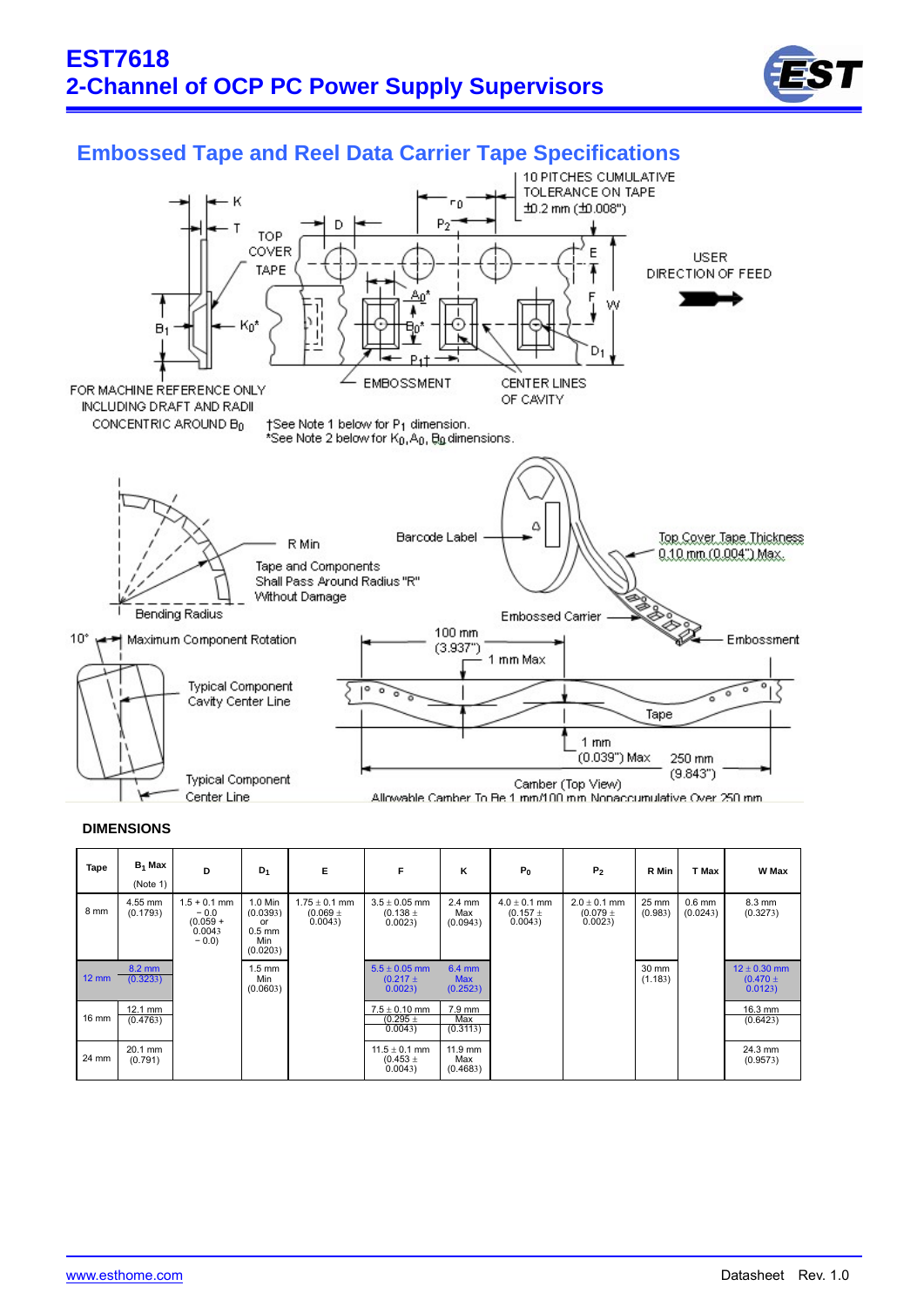## Embossed Tape and Reel Data Carrier Tape Specifications

10 PITCHES CUMULATIVE TOLERANCE ON TAPE ±0.2 mm (±0.008")

TOP COVER TAPE

USER DIRECTION OF FEED

EMBOSSMENT

CENTER LINES OF CAVITY

FOR MACHINE REFERENCE ONLY INCLUDING DRAFT AND RADII CONCENTRIC AROUND $B_0$

†See Note 1 below for $P_1$ dimension.
*See Note 2 below for $K_0$, $A_0$, $B_0$ dimensions.

R Min

Tape and Components Shall Pass Around Radius "R" Without Damage

Bending Radius

Barcode Label

Top Cover Tape Thickness 0.10 mm (0.004") Max.

Embossed Carrier

Embossment

10° Maximum Component Rotation

Typical Component Cavity Center Line

Typical Component Center Line

100 mm (3.937")

1 mm Max

Tape

1 mm (0.039") Max

250 mm (9.843")

Camber (Top View)

Allowable Camber To Be 1 mm/100 mm Nonaccumulative Over 250 mm

### DIMENSIONS

| Tape | $B_1$ Max (Note 1) | D | $D_1$ | E | F | K | $P_0$ | $P_2$ | R Min | T Max | W Max |
|---|---|---|---|---|---|---|---|---|---|---|---|
| 8 mm | 4.55 mm (0.179) | 1.5 + 0.1 mm − 0.0 (0.059 + 0.004 − 0.0) | 1.0 Min (0.039) or 0.5 mm Min (0.020) | 1.75 ± 0.1 mm (0.069 ± 0.004) | 3.5 ± 0.05 mm (0.138 ± 0.002) | 2.4 mm Max (0.094) | 4.0 ± 0.1 mm (0.157 ± 0.004) | 2.0 ± 0.1 mm (0.079 ± 0.002) | 25 mm (0.98) | 0.6 mm (0.024) | 8.3 mm (0.327) |
| 12 mm | 8.2 mm (0.323) | | 1.5 mm Min (0.060) | | 5.5 ± 0.05 mm (0.217 ± 0.002) | 6.4 mm Max (0.252) | | | 30 mm (1.18) | | 12 ± 0.30 mm (0.470 ± 0.012) |
| 16 mm | 12.1 mm (0.476) | | | | 7.5 ± 0.10 mm (0.295 ± 0.004) | 7.9 mm Max (0.311) | | | | | 16.3 mm (0.642) |
| 24 mm | 20.1 mm (0.791) | | | | 11.5 ± 0.1 mm (0.453 ± 0.004) | 11.9 mm Max (0.468) | | | | | 24.3 mm (0.957) |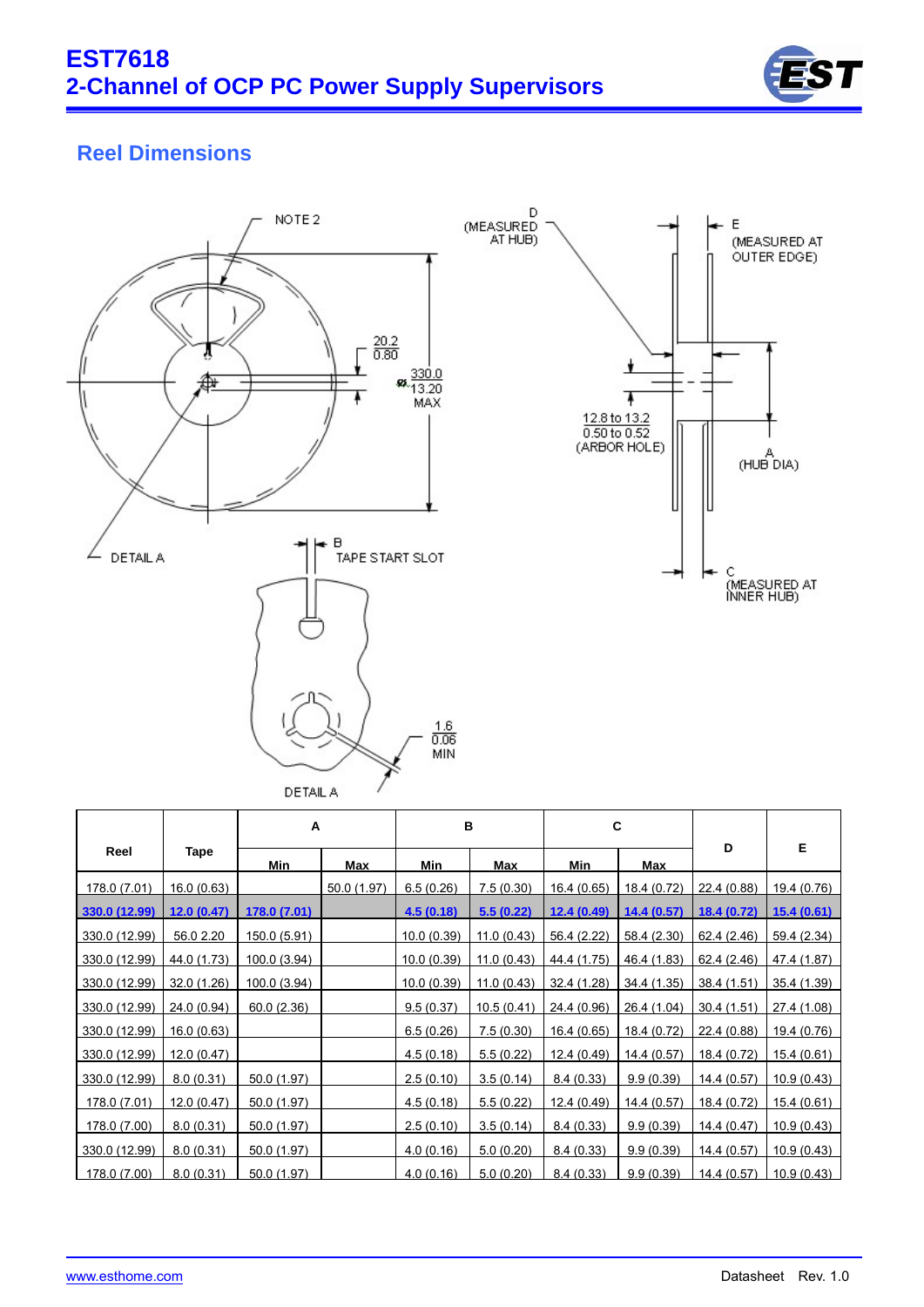## Reel Dimensions

NOTE 2

D (MEASURED AT HUB)

E (MEASURED AT OUTER EDGE)

20.2 / 0.80

330.0 / 13.20 MAX

12.8 to 13.2 / 0.50 to 0.52 (ARBOR HOLE)

A (HUB DIA)

DETAIL A

B TAPE START SLOT

C (MEASURED AT INNER HUB)

1.6 / 0.06 MIN

DETAIL A

| Reel | Tape | A | | B | | C | | D | E |
|---|---|---|---|---|---|---|---|---|---|
| | | Min | Max | Min | Max | Min | Max | | |
| 178.0 (7.01) | 16.0 (0.63) | | 50.0 (1.97) | 6.5 (0.26) | 7.5 (0.30) | 16.4 (0.65) | 18.4 (0.72) | 22.4 (0.88) | 19.4 (0.76) |
| **330.0 (12.99)** | **12.0 (0.47)** | **178.0 (7.01)** | | **4.5 (0.18)** | **5.5 (0.22)** | **12.4 (0.49)** | **14.4 (0.57)** | **18.4 (0.72)** | **15.4 (0.61)** |
| 330.0 (12.99) | 56.0 2.20 | 150.0 (5.91) | | 10.0 (0.39) | 11.0 (0.43) | 56.4 (2.22) | 58.4 (2.30) | 62.4 (2.46) | 59.4 (2.34) |
| 330.0 (12.99) | 44.0 (1.73) | 100.0 (3.94) | | 10.0 (0.39) | 11.0 (0.43) | 44.4 (1.75) | 46.4 (1.83) | 62.4 (2.46) | 47.4 (1.87) |
| 330.0 (12.99) | 32.0 (1.26) | 100.0 (3.94) | | 10.0 (0.39) | 11.0 (0.43) | 32.4 (1.28) | 34.4 (1.35) | 38.4 (1.51) | 35.4 (1.39) |
| 330.0 (12.99) | 24.0 (0.94) | 60.0 (2.36) | | 9.5 (0.37) | 10.5 (0.41) | 24.4 (0.96) | 26.4 (1.04) | 30.4 (1.51) | 27.4 (1.08) |
| 330.0 (12.99) | 16.0 (0.63) | | | 6.5 (0.26) | 7.5 (0.30) | 16.4 (0.65) | 18.4 (0.72) | 22.4 (0.88) | 19.4 (0.76) |
| 330.0 (12.99) | 12.0 (0.47) | | | 4.5 (0.18) | 5.5 (0.22) | 12.4 (0.49) | 14.4 (0.57) | 18.4 (0.72) | 15.4 (0.61) |
| 330.0 (12.99) | 8.0 (0.31) | 50.0 (1.97) | | 2.5 (0.10) | 3.5 (0.14) | 8.4 (0.33) | 9.9 (0.39) | 14.4 (0.57) | 10.9 (0.43) |
| 178.0 (7.01) | 12.0 (0.47) | 50.0 (1.97) | | 4.5 (0.18) | 5.5 (0.22) | 12.4 (0.49) | 14.4 (0.57) | 18.4 (0.72) | 15.4 (0.61) |
| 178.0 (7.00) | 8.0 (0.31) | 50.0 (1.97) | | 2.5 (0.10) | 3.5 (0.14) | 8.4 (0.33) | 9.9 (0.39) | 14.4 (0.47) | 10.9 (0.43) |
| 330.0 (12.99) | 8.0 (0.31) | 50.0 (1.97) | | 4.0 (0.16) | 5.0 (0.20) | 8.4 (0.33) | 9.9 (0.39) | 14.4 (0.57) | 10.9 (0.43) |
| 178.0 (7.00) | 8.0 (0.31) | 50.0 (1.97) | | 4.0 (0.16) | 5.0 (0.20) | 8.4 (0.33) | 9.9 (0.39) | 14.4 (0.57) | 10.9 (0.43) |